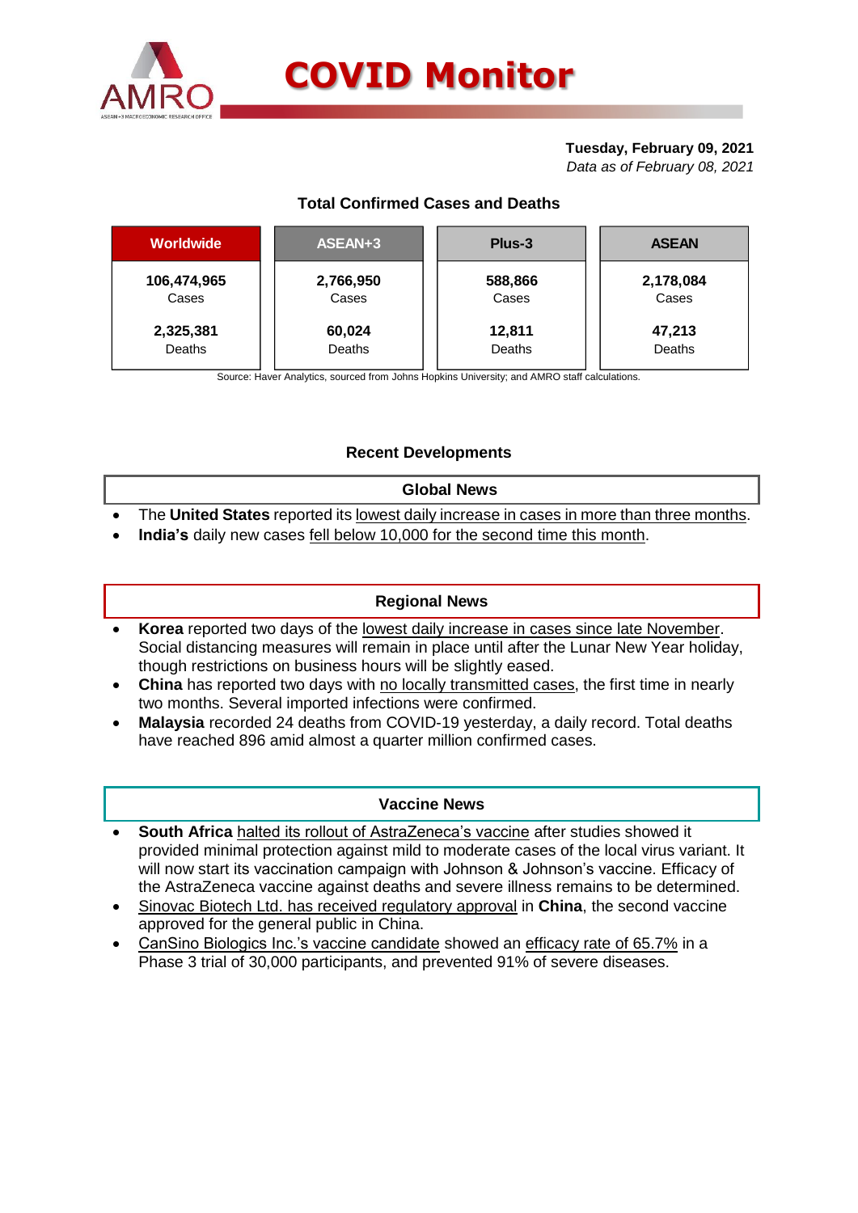# COVID Monitor

**Tuesday, February 09, 2021**
*Data as of February 08, 2021*

## Total Confirmed Cases and Deaths

| Worldwide | ASEAN+3 | Plus-3 | ASEAN |
|---|---|---|---|
| **106,474,965** Cases | **2,766,950** Cases | **588,866** Cases | **2,178,084** Cases |
| **2,325,381** Deaths | **60,024** Deaths | **12,811** Deaths | **47,213** Deaths |

Source: Haver Analytics, sourced from Johns Hopkins University; and AMRO staff calculations.

## Recent Developments

### Global News

- The **United States** reported its lowest daily increase in cases in more than three months.
- **India's** daily new cases fell below 10,000 for the second time this month.

### Regional News

- **Korea** reported two days of the lowest daily increase in cases since late November. Social distancing measures will remain in place until after the Lunar New Year holiday, though restrictions on business hours will be slightly eased.
- **China** has reported two days with no locally transmitted cases, the first time in nearly two months. Several imported infections were confirmed.
- **Malaysia** recorded 24 deaths from COVID-19 yesterday, a daily record. Total deaths have reached 896 amid almost a quarter million confirmed cases.

### Vaccine News

- **South Africa** halted its rollout of AstraZeneca's vaccine after studies showed it provided minimal protection against mild to moderate cases of the local virus variant. It will now start its vaccination campaign with Johnson & Johnson's vaccine. Efficacy of the AstraZeneca vaccine against deaths and severe illness remains to be determined.
- Sinovac Biotech Ltd. has received regulatory approval in **China**, the second vaccine approved for the general public in China.
- CanSino Biologics Inc.'s vaccine candidate showed an efficacy rate of 65.7% in a Phase 3 trial of 30,000 participants, and prevented 91% of severe diseases.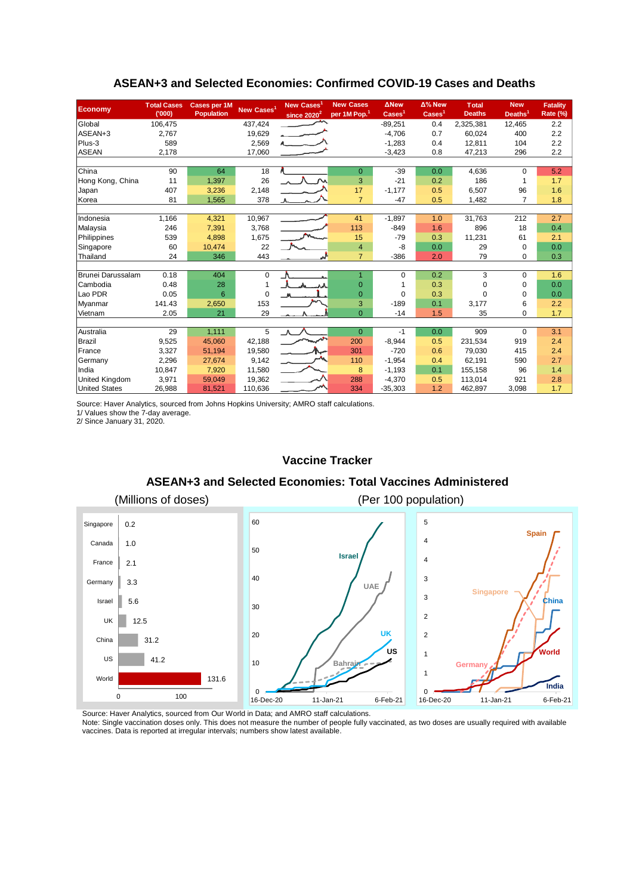## ASEAN+3 and Selected Economies: Confirmed COVID-19 Cases and Deaths

| Economy | Total Cases ('000) | Cases per 1M Population | New Cases[1] | New Cases[1] since 2020[2] | New Cases per 1M Pop.[1] | ΔNew Cases[1] | Δ% New Cases[1] | Total Deaths | New Deaths[1] | Fatality Rate (%) |
|---|---|---|---|---|---|---|---|---|---|---|
| Global | 106,475 | | 437,424 | | | -89,251 | 0.4 | 2,325,381 | 12,465 | 2.2 |
| ASEAN+3 | 2,767 | | 19,629 | | | -4,706 | 0.7 | 60,024 | 400 | 2.2 |
| Plus-3 | 589 | | 2,569 | | | -1,283 | 0.4 | 12,811 | 104 | 2.2 |
| ASEAN | 2,178 | | 17,060 | | | -3,423 | 0.8 | 47,213 | 296 | 2.2 |
| | | | | | | | | | | |
| China | 90 | 64 | 18 | | 0 | -39 | 0.0 | 4,636 | 0 | 5.2 |
| Hong Kong, China | 11 | 1,397 | 26 | | 3 | -21 | 0.2 | 186 | 1 | 1.7 |
| Japan | 407 | 3,236 | 2,148 | | 17 | -1,177 | 0.5 | 6,507 | 96 | 1.6 |
| Korea | 81 | 1,565 | 378 | | 7 | -47 | 0.5 | 1,482 | 7 | 1.8 |
| | | | | | | | | | | |
| Indonesia | 1,166 | 4,321 | 10,967 | | 41 | -1,897 | 1.0 | 31,763 | 212 | 2.7 |
| Malaysia | 246 | 7,391 | 3,768 | | 113 | -849 | 1.6 | 896 | 18 | 0.4 |
| Philippines | 539 | 4,898 | 1,675 | | 15 | -79 | 0.3 | 11,231 | 61 | 2.1 |
| Singapore | 60 | 10,474 | 22 | | 4 | -8 | 0.0 | 29 | 0 | 0.0 |
| Thailand | 24 | 346 | 443 | | 7 | -386 | 2.0 | 79 | 0 | 0.3 |
| | | | | | | | | | | |
| Brunei Darussalam | 0.18 | 404 | 0 | | 1 | 0 | 0.2 | 3 | 0 | 1.6 |
| Cambodia | 0.48 | 28 | 1 | | 0 | 1 | 0.3 | 0 | 0 | 0.0 |
| Lao PDR | 0.05 | 6 | 0 | | 0 | 0 | 0.3 | 0 | 0 | 0.0 |
| Myanmar | 141.43 | 2,650 | 153 | | 3 | -189 | 0.1 | 3,177 | 6 | 2.2 |
| Vietnam | 2.05 | 21 | 29 | | 0 | -14 | 1.5 | 35 | 0 | 1.7 |
| | | | | | | | | | | |
| Australia | 29 | 1,111 | 5 | | 0 | -1 | 0.0 | 909 | 0 | 3.1 |
| Brazil | 9,525 | 45,060 | 42,188 | | 200 | -8,944 | 0.5 | 231,534 | 919 | 2.4 |
| France | 3,327 | 51,194 | 19,580 | | 301 | -720 | 0.6 | 79,030 | 415 | 2.4 |
| Germany | 2,296 | 27,674 | 9,142 | | 110 | -1,954 | 0.4 | 62,191 | 590 | 2.7 |
| India | 10,847 | 7,920 | 11,580 | | 8 | -1,193 | 0.1 | 155,158 | 96 | 1.4 |
| United Kingdom | 3,971 | 59,049 | 19,362 | | 288 | -4,370 | 0.5 | 113,014 | 921 | 2.8 |
| United States | 26,988 | 81,521 | 110,636 | | 334 | -35,303 | 1.2 | 462,897 | 3,098 | 1.7 |

Source: Haver Analytics, sourced from Johns Hopkins University; AMRO staff calculations.
1/ Values show the 7-day average.
2/ Since January 31, 2020.

## Vaccine Tracker

### ASEAN+3 and Selected Economies: Total Vaccines Administered

(Millions of doses)

Singapore 0.2
Canada 1.0
France 2.1
Germany 3.3
Israel 5.6
UK 12.5
China 31.2
US 41.2
World 131.6
0
100

(Per 100 population)

60
50
40
30
20
10
0
Israel
UAE
UK
US
Bahrain
16-Dec-20
11-Jan-21
6-Feb-21

5
4
4
3
3
2
2
1
1
0
Spain
Singapore
China
World
Germany
India
16-Dec-20
11-Jan-21
6-Feb-21

Source: Haver Analytics, sourced from Our World in Data; and AMRO staff calculations.
Note: Single vaccination doses only. This does not measure the number of people fully vaccinated, as two doses are usually required with available vaccines. Data is reported at irregular intervals; numbers show latest available.